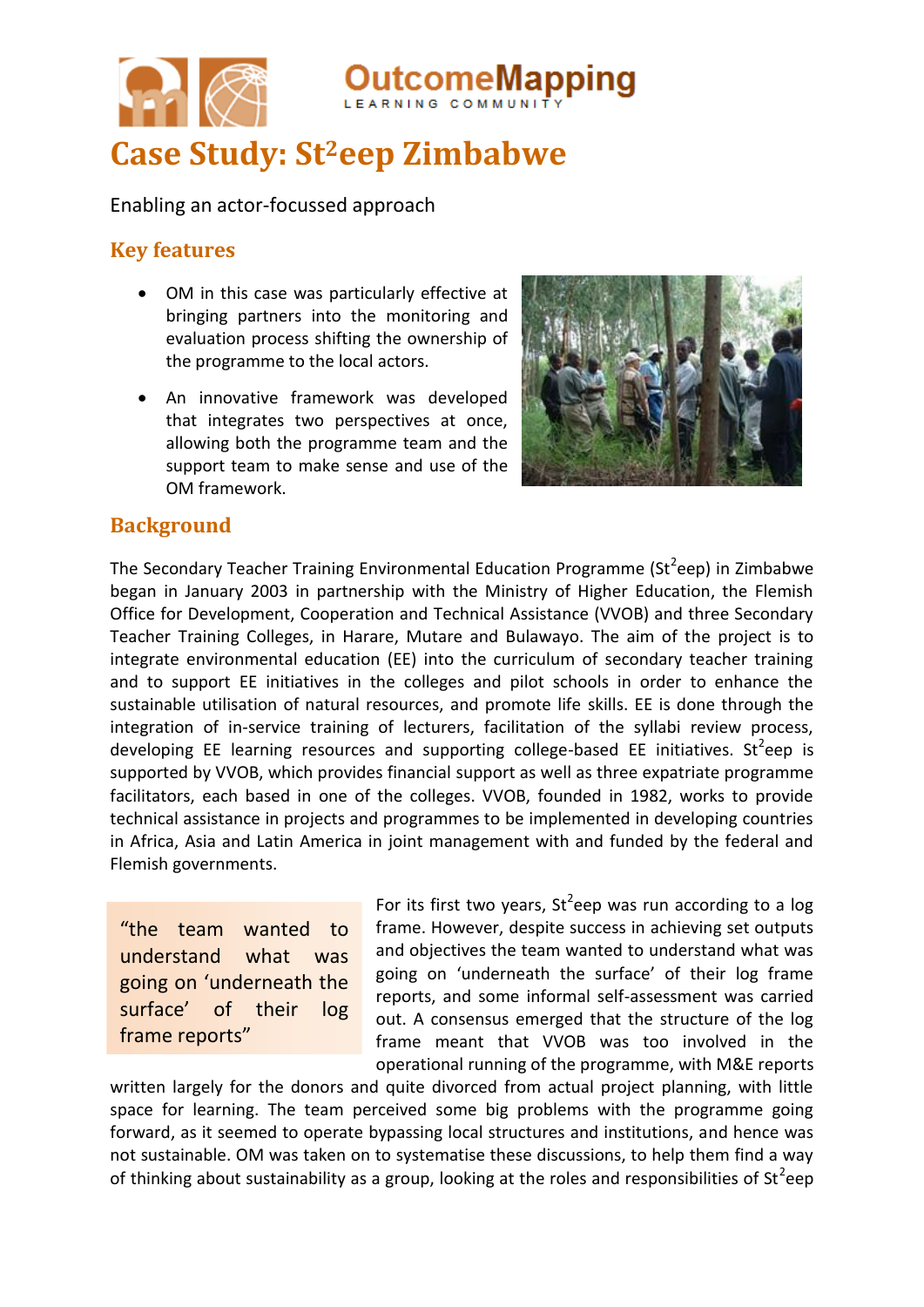# Case Study: St²eep Zimbabwe

Enabling an actor-focussed approach

## Key features

- OM in this case was particularly effective at bringing partners into the monitoring and evaluation process shifting the ownership of the programme to the local actors.
- An innovative framework was developed that integrates two perspectives at once, allowing both the programme team and the support team to make sense and use of the OM framework.

## Background

The Secondary Teacher Training Environmental Education Programme (St$^2$eep) in Zimbabwe began in January 2003 in partnership with the Ministry of Higher Education, the Flemish Office for Development, Cooperation and Technical Assistance (VVOB) and three Secondary Teacher Training Colleges, in Harare, Mutare and Bulawayo. The aim of the project is to integrate environmental education (EE) into the curriculum of secondary teacher training and to support EE initiatives in the colleges and pilot schools in order to enhance the sustainable utilisation of natural resources, and promote life skills. EE is done through the integration of in-service training of lecturers, facilitation of the syllabi review process, developing EE learning resources and supporting college-based EE initiatives. St$^2$eep is supported by VVOB, which provides financial support as well as three expatriate programme facilitators, each based in one of the colleges. VVOB, founded in 1982, works to provide technical assistance in projects and programmes to be implemented in developing countries in Africa, Asia and Latin America in joint management with and funded by the federal and Flemish governments.

> "the team wanted to understand what was going on 'underneath the surface' of their log frame reports"

For its first two years, St$^2$eep was run according to a log frame. However, despite success in achieving set outputs and objectives the team wanted to understand what was going on 'underneath the surface' of their log frame reports, and some informal self-assessment was carried out. A consensus emerged that the structure of the log frame meant that VVOB was too involved in the operational running of the programme, with M&E reports written largely for the donors and quite divorced from actual project planning, with little space for learning. The team perceived some big problems with the programme going forward, as it seemed to operate bypassing local structures and institutions, and hence was not sustainable. OM was taken on to systematise these discussions, to help them find a way of thinking about sustainability as a group, looking at the roles and responsibilities of St$^2$eep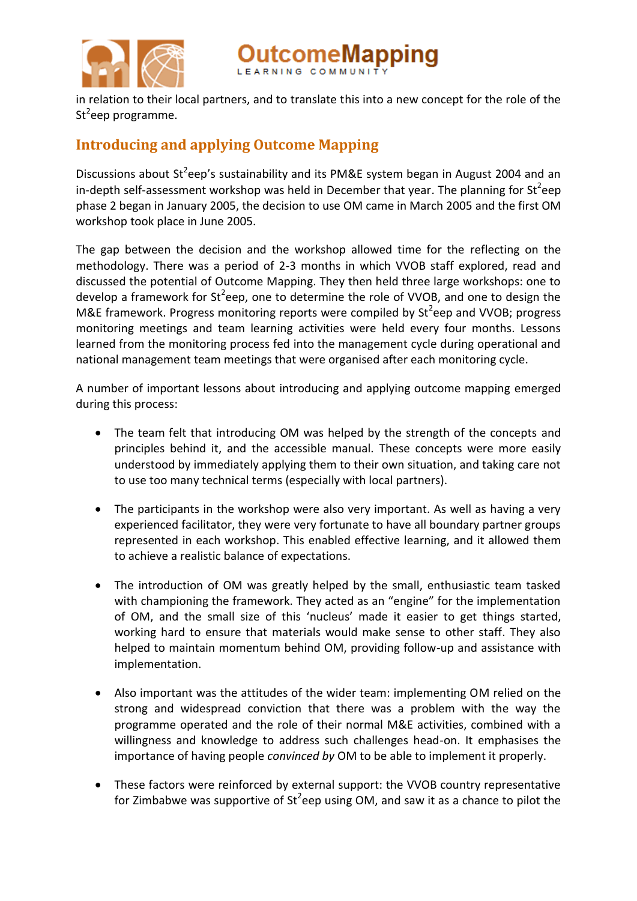in relation to their local partners, and to translate this into a new concept for the role of the $St^2eep$ programme.

## Introducing and applying Outcome Mapping

Discussions about $St^2eep$'s sustainability and its PM&E system began in August 2004 and an in-depth self-assessment workshop was held in December that year. The planning for $St^2eep$ phase 2 began in January 2005, the decision to use OM came in March 2005 and the first OM workshop took place in June 2005.

The gap between the decision and the workshop allowed time for the reflecting on the methodology. There was a period of 2-3 months in which VVOB staff explored, read and discussed the potential of Outcome Mapping. They then held three large workshops: one to develop a framework for $St^2eep$, one to determine the role of VVOB, and one to design the M&E framework. Progress monitoring reports were compiled by $St^2eep$ and VVOB; progress monitoring meetings and team learning activities were held every four months. Lessons learned from the monitoring process fed into the management cycle during operational and national management team meetings that were organised after each monitoring cycle.

A number of important lessons about introducing and applying outcome mapping emerged during this process:

- The team felt that introducing OM was helped by the strength of the concepts and principles behind it, and the accessible manual. These concepts were more easily understood by immediately applying them to their own situation, and taking care not to use too many technical terms (especially with local partners).

- The participants in the workshop were also very important. As well as having a very experienced facilitator, they were very fortunate to have all boundary partner groups represented in each workshop. This enabled effective learning, and it allowed them to achieve a realistic balance of expectations.

- The introduction of OM was greatly helped by the small, enthusiastic team tasked with championing the framework. They acted as an "engine" for the implementation of OM, and the small size of this 'nucleus' made it easier to get things started, working hard to ensure that materials would make sense to other staff. They also helped to maintain momentum behind OM, providing follow-up and assistance with implementation.

- Also important was the attitudes of the wider team: implementing OM relied on the strong and widespread conviction that there was a problem with the way the programme operated and the role of their normal M&E activities, combined with a willingness and knowledge to address such challenges head-on. It emphasises the importance of having people *convinced by* OM to be able to implement it properly.

- These factors were reinforced by external support: the VVOB country representative for Zimbabwe was supportive of $St^2eep$ using OM, and saw it as a chance to pilot the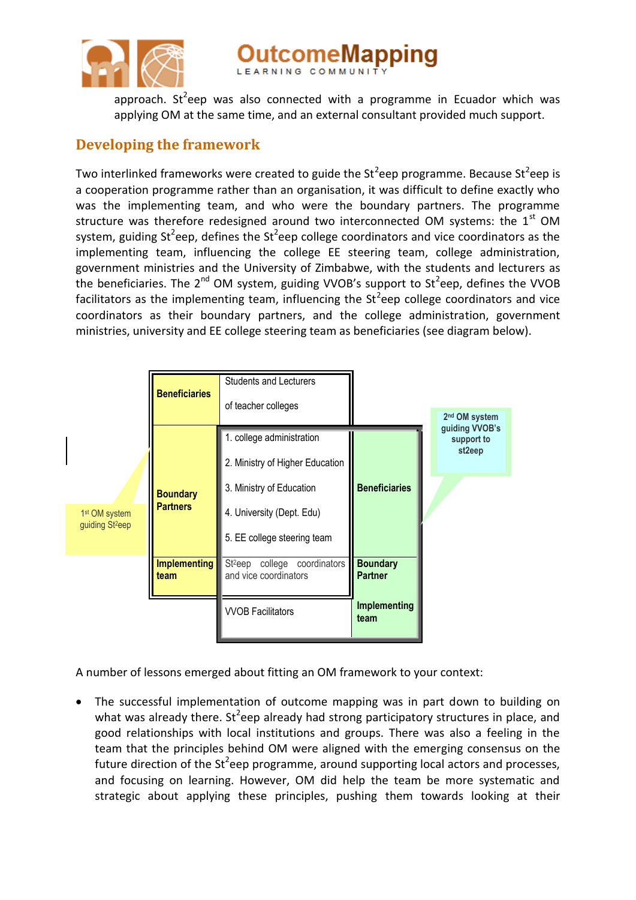approach. St[2]eep was also connected with a programme in Ecuador which was applying OM at the same time, and an external consultant provided much support.

## Developing the framework

Two interlinked frameworks were created to guide the St[2]eep programme. Because St[2]eep is a cooperation programme rather than an organisation, it was difficult to define exactly who was the implementing team, and who were the boundary partners. The programme structure was therefore redesigned around two interconnected OM systems: the 1st OM system, guiding St[2]eep, defines the St[2]eep college coordinators and vice coordinators as the implementing team, influencing the college EE steering team, college administration, government ministries and the University of Zimbabwe, with the students and lecturers as the beneficiaries. The 2nd OM system, guiding VVOB's support to St[2]eep, defines the VVOB facilitators as the implementing team, influencing the St[2]eep college coordinators and vice coordinators as their boundary partners, and the college administration, government ministries, university and EE college steering team as beneficiaries (see diagram below).

| 1st OM system guiding St²eep | | 2nd OM system guiding VVOB's support to st2eep |
|---|---|---|
| **Beneficiaries** | Students and Lecturers of teacher colleges | |
| **Boundary Partners** | 1. college administration<br>2. Ministry of Higher Education<br>3. Ministry of Education<br>4. University (Dept. Edu)<br>5. EE college steering team | **Beneficiaries** |
| **Implementing team** | St²eep college coordinators and vice coordinators | **Boundary Partner** |
| | VVOB Facilitators | **Implementing team** |

A number of lessons emerged about fitting an OM framework to your context:

- The successful implementation of outcome mapping was in part down to building on what was already there. St[2]eep already had strong participatory structures in place, and good relationships with local institutions and groups. There was also a feeling in the team that the principles behind OM were aligned with the emerging consensus on the future direction of the St[2]eep programme, around supporting local actors and processes, and focusing on learning. However, OM did help the team be more systematic and strategic about applying these principles, pushing them towards looking at their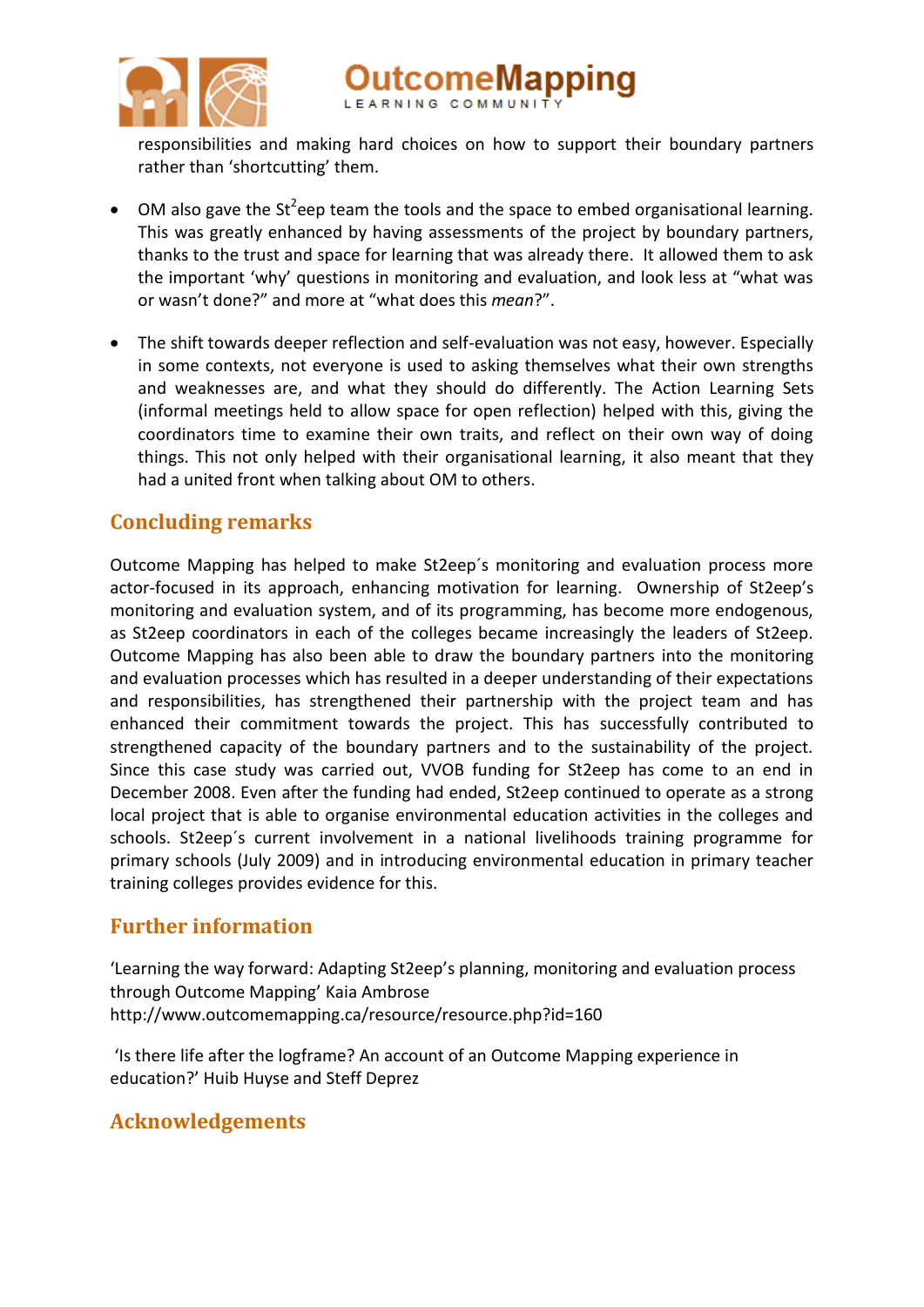responsibilities and making hard choices on how to support their boundary partners rather than 'shortcutting' them.

- OM also gave the St$^2$eep team the tools and the space to embed organisational learning. This was greatly enhanced by having assessments of the project by boundary partners, thanks to the trust and space for learning that was already there. It allowed them to ask the important 'why' questions in monitoring and evaluation, and look less at "what was or wasn't done?" and more at "what does this *mean*?".

- The shift towards deeper reflection and self-evaluation was not easy, however. Especially in some contexts, not everyone is used to asking themselves what their own strengths and weaknesses are, and what they should do differently. The Action Learning Sets (informal meetings held to allow space for open reflection) helped with this, giving the coordinators time to examine their own traits, and reflect on their own way of doing things. This not only helped with their organisational learning, it also meant that they had a united front when talking about OM to others.

## Concluding remarks

Outcome Mapping has helped to make St2eep´s monitoring and evaluation process more actor-focused in its approach, enhancing motivation for learning. Ownership of St2eep's monitoring and evaluation system, and of its programming, has become more endogenous, as St2eep coordinators in each of the colleges became increasingly the leaders of St2eep. Outcome Mapping has also been able to draw the boundary partners into the monitoring and evaluation processes which has resulted in a deeper understanding of their expectations and responsibilities, has strengthened their partnership with the project team and has enhanced their commitment towards the project. This has successfully contributed to strengthened capacity of the boundary partners and to the sustainability of the project. Since this case study was carried out, VVOB funding for St2eep has come to an end in December 2008. Even after the funding had ended, St2eep continued to operate as a strong local project that is able to organise environmental education activities in the colleges and schools. St2eep´s current involvement in a national livelihoods training programme for primary schools (July 2009) and in introducing environmental education in primary teacher training colleges provides evidence for this.

## Further information

'Learning the way forward: Adapting St2eep's planning, monitoring and evaluation process through Outcome Mapping' Kaia Ambrose
http://www.outcomemapping.ca/resource/resource.php?id=160

'Is there life after the logframe? An account of an Outcome Mapping experience in education?' Huib Huyse and Steff Deprez

## Acknowledgements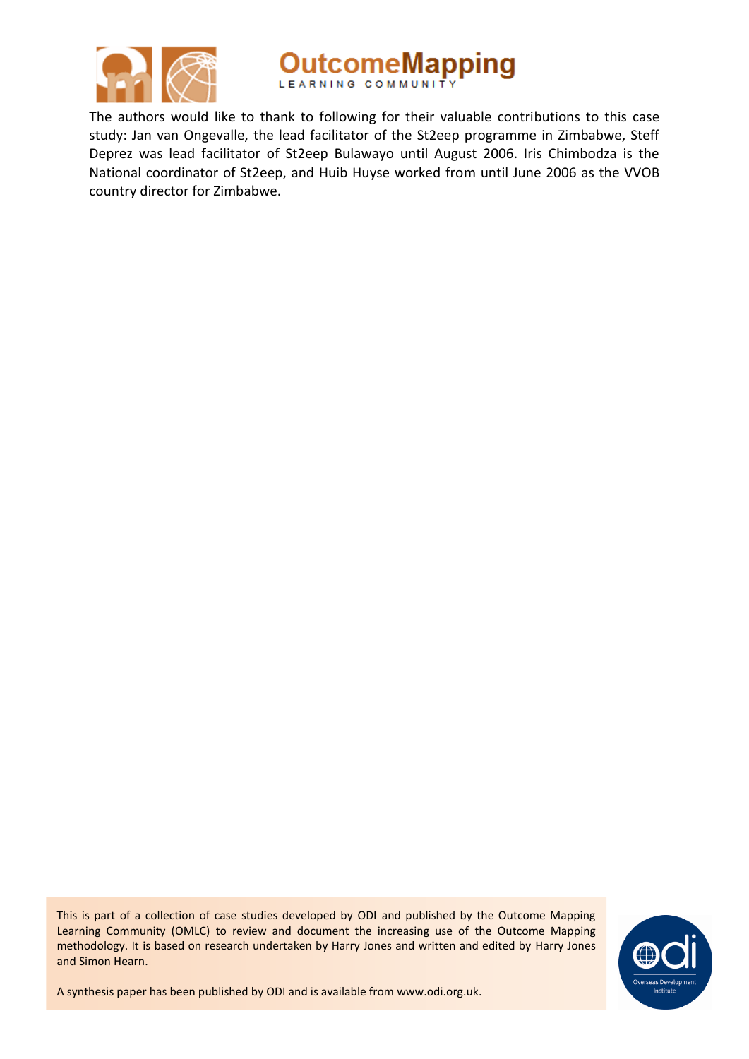The authors would like to thank to following for their valuable contributions to this case study: Jan van Ongevalle, the lead facilitator of the St2eep programme in Zimbabwe, Steff Deprez was lead facilitator of St2eep Bulawayo until August 2006. Iris Chimbodza is the National coordinator of St2eep, and Huib Huyse worked from until June 2006 as the VVOB country director for Zimbabwe.

This is part of a collection of case studies developed by ODI and published by the Outcome Mapping Learning Community (OMLC) to review and document the increasing use of the Outcome Mapping methodology. It is based on research undertaken by Harry Jones and written and edited by Harry Jones and Simon Hearn.

A synthesis paper has been published by ODI and is available from www.odi.org.uk.